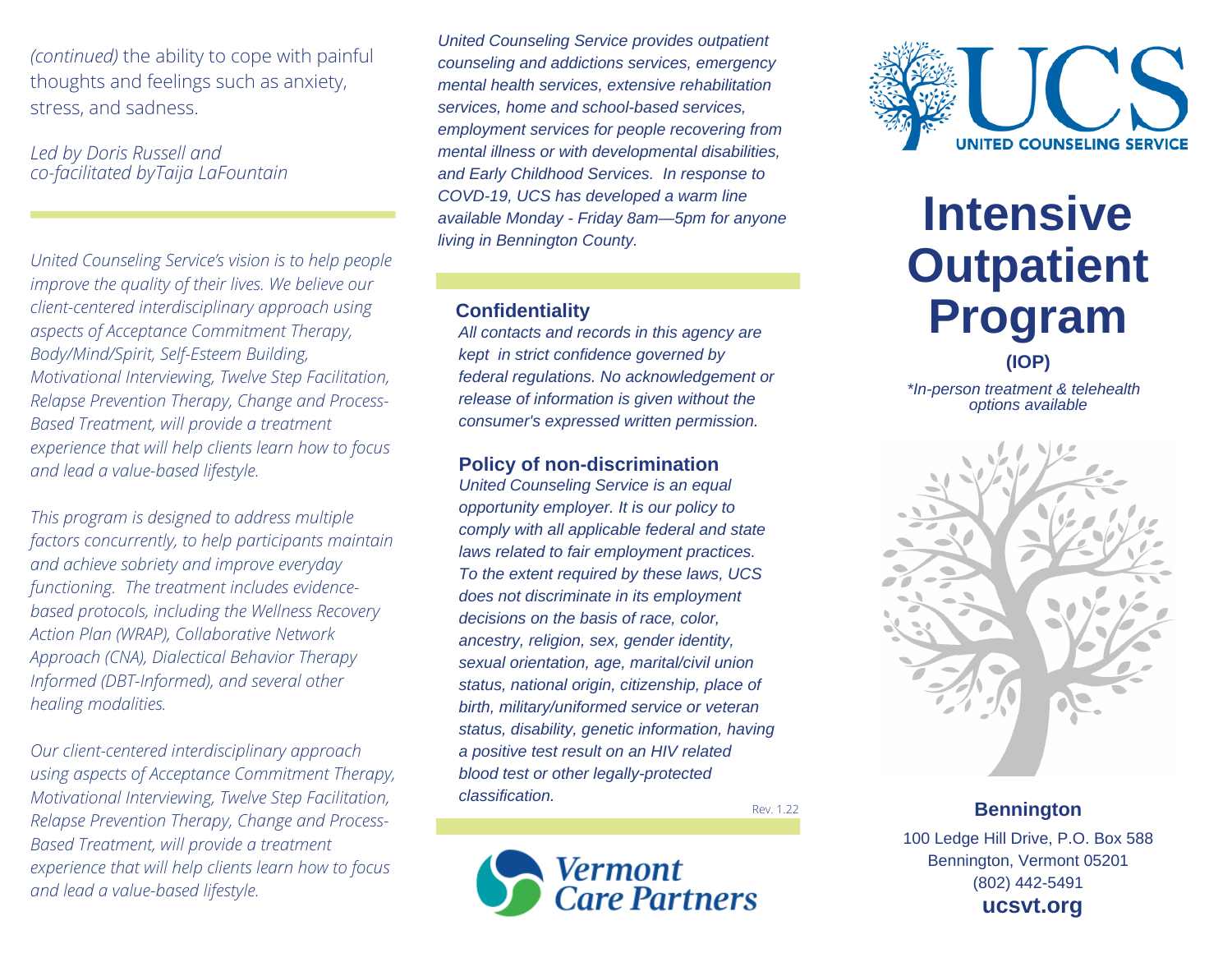*(continued)* the ability to cope with painful thoughts and feelings such as anxiety, stress, and sadness.

*Led by Doris Russell and co-facilitated byTaija LaFountain*

*United Counseling Service's vision is to help people improve the quality of their lives. We believe our client-centered interdisciplinary approach using aspects of Acceptance Commitment Therapy, Body/Mind/Spirit, Self-Esteem Building, Motivational Interviewing, Twelve Step Facilitation, Relapse Prevention Therapy, Change and Process-Based Treatment, will provide a treatment experience that will help clients learn how to focus and lead a value-based lifestyle.*

*This program is designed to address multiple factors concurrently, to help participants maintain and achieve sobriety and improve everyday functioning. The treatment includes evidence-based protocols, including the Wellness Recovery Action Plan (WRAP), Collaborative Network Approach (CNA), Dialectical Behavior Therapy Informed (DBT-Informed), and several other healing modalities.*

*Our client-centered interdisciplinary approach using aspects of Acceptance Commitment Therapy, Motivational Interviewing, Twelve Step Facilitation, Relapse Prevention Therapy, Change and Process-Based Treatment, will provide a treatment experience that will help clients learn how to focus and lead a value-based lifestyle.*

*United Counseling Service provides outpatient counseling and addictions services, emergency mental health services, extensive rehabilitation services, home and school-based services, employment services for people recovering from mental illness or with developmental disabilities, and Early Childhood Services. In response to COVD-19, UCS has developed a warm line available Monday - Friday 8am—5pm for anyone living in Bennington County.*

### Confidentiality

*All contacts and records in this agency are kept in strict confidence governed by federal regulations. No acknowledgement or release of information is given without the consumer's expressed written permission.*

### Policy of non-discrimination

*United Counseling Service is an equal opportunity employer. It is our policy to comply with all applicable federal and state laws related to fair employment practices. To the extent required by these laws, UCS does not discriminate in its employment decisions on the basis of race, color, ancestry, religion, sex, gender identity, sexual orientation, age, marital/civil union status, national origin, citizenship, place of birth, military/uniformed service or veteran status, disability, genetic information, having a positive test result on an HIV related blood test or other legally-protected classification.*

Rev. 1.22

Vermont Care Partners

UCS
UNITED COUNSELING SERVICE

# Intensive Outpatient Program

**(IOP)**

*\*In-person treatment & telehealth options available*

**Bennington**

100 Ledge Hill Drive, P.O. Box 588
Bennington, Vermont 05201
(802) 442-5491
**ucsvt.org**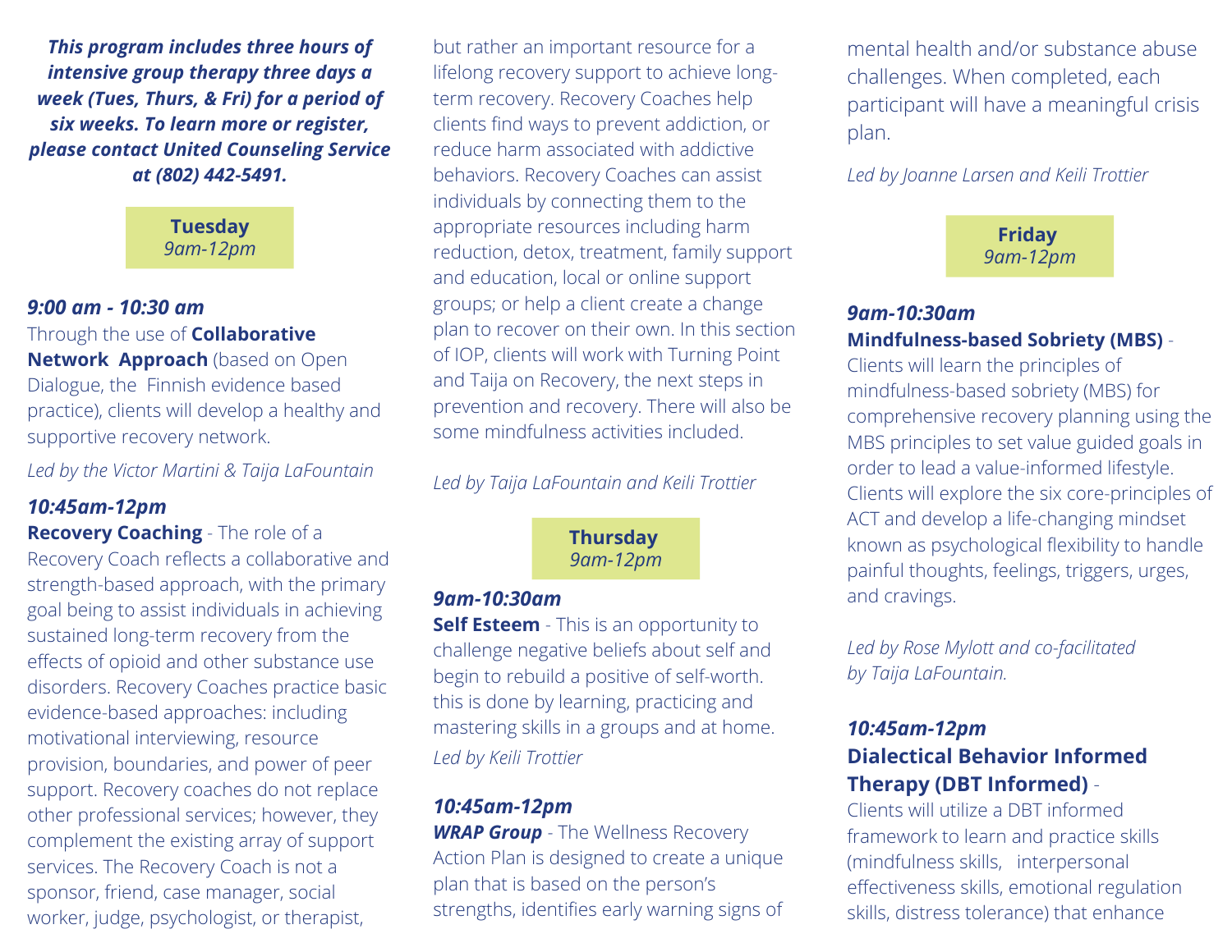***This program includes three hours of intensive group therapy three days a week (Tues, Thurs, & Fri) for a period of six weeks. To learn more or register, please contact United Counseling Service at (802) 442-5491.***

## Tuesday
*9am-12pm*

***9:00 am - 10:30 am***

Through the use of **Collaborative Network Approach** (based on Open Dialogue, the Finnish evidence based practice), clients will develop a healthy and supportive recovery network.

*Led by the Victor Martini & Taija LaFountain*

***10:45am-12pm***

**Recovery Coaching** - The role of a Recovery Coach reflects a collaborative and strength-based approach, with the primary goal being to assist individuals in achieving sustained long-term recovery from the effects of opioid and other substance use disorders. Recovery Coaches practice basic evidence-based approaches: including motivational interviewing, resource provision, boundaries, and power of peer support. Recovery coaches do not replace other professional services; however, they complement the existing array of support services. The Recovery Coach is not a sponsor, friend, case manager, social worker, judge, psychologist, or therapist, but rather an important resource for a lifelong recovery support to achieve long-term recovery. Recovery Coaches help clients find ways to prevent addiction, or reduce harm associated with addictive behaviors. Recovery Coaches can assist individuals by connecting them to the appropriate resources including harm reduction, detox, treatment, family support and education, local or online support groups; or help a client create a change plan to recover on their own. In this section of IOP, clients will work with Turning Point and Taija on Recovery, the next steps in prevention and recovery. There will also be some mindfulness activities included.

*Led by Taija LaFountain and Keili Trottier*

## Thursday
*9am-12pm*

***9am-10:30am***

**Self Esteem** - This is an opportunity to challenge negative beliefs about self and begin to rebuild a positive of self-worth. this is done by learning, practicing and mastering skills in a groups and at home.

*Led by Keili Trottier*

***10:45am-12pm***

***WRAP Group*** - The Wellness Recovery Action Plan is designed to create a unique plan that is based on the person's strengths, identifies early warning signs of mental health and/or substance abuse challenges. When completed, each participant will have a meaningful crisis plan.

*Led by Joanne Larsen and Keili Trottier*

## Friday
*9am-12pm*

***9am-10:30am***

**Mindfulness-based Sobriety (MBS)** - Clients will learn the principles of mindfulness-based sobriety (MBS) for comprehensive recovery planning using the MBS principles to set value guided goals in order to lead a value-informed lifestyle. Clients will explore the six core-principles of ACT and develop a life-changing mindset known as psychological flexibility to handle painful thoughts, feelings, triggers, urges, and cravings.

*Led by Rose Mylott and co-facilitated by Taija LaFountain.*

***10:45am-12pm***

**Dialectical Behavior Informed Therapy (DBT Informed)** - Clients will utilize a DBT informed framework to learn and practice skills (mindfulness skills, interpersonal effectiveness skills, emotional regulation skills, distress tolerance) that enhance